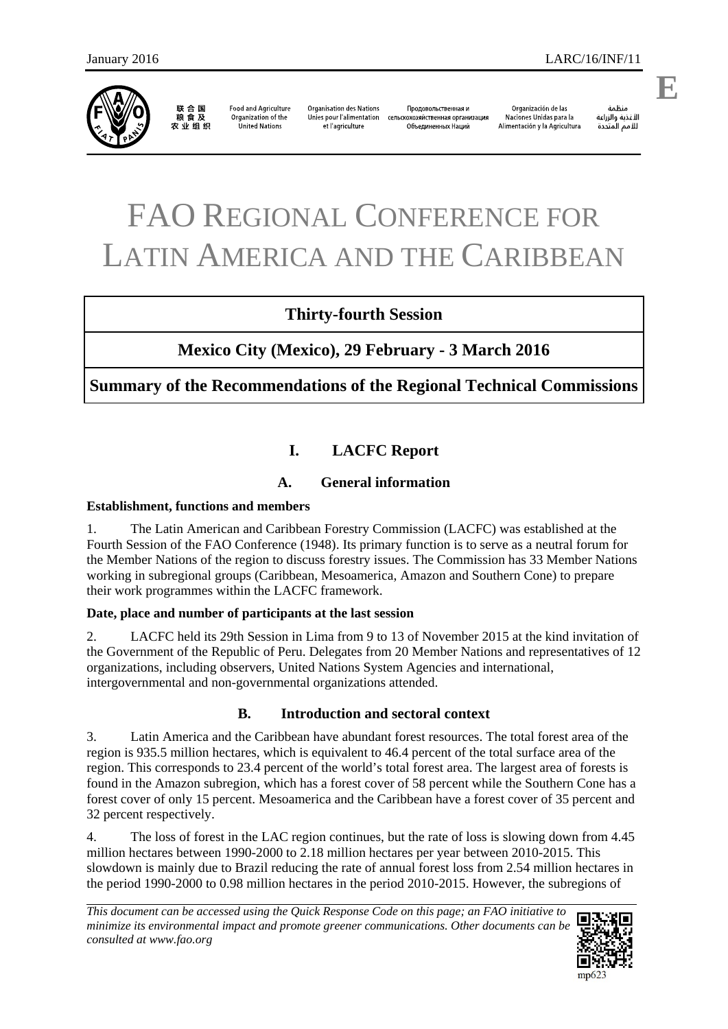January 2016 LARC/16/INF/11

# FAO REGIONAL CONFERENCE FOR LATIN AMERICA AND THE CARIBBEAN

**Thirty-fourth Session**

**Mexico City (Mexico), 29 February - 3 March 2016**

**Summary of the Recommendations of the Regional Technical Commissions**

## I. LACFC Report

### A. General information

**Establishment, functions and members**

1. The Latin American and Caribbean Forestry Commission (LACFC) was established at the Fourth Session of the FAO Conference (1948). Its primary function is to serve as a neutral forum for the Member Nations of the region to discuss forestry issues. The Commission has 33 Member Nations working in subregional groups (Caribbean, Mesoamerica, Amazon and Southern Cone) to prepare their work programmes within the LACFC framework.

**Date, place and number of participants at the last session**

2. LACFC held its 29th Session in Lima from 9 to 13 of November 2015 at the kind invitation of the Government of the Republic of Peru. Delegates from 20 Member Nations and representatives of 12 organizations, including observers, United Nations System Agencies and international, intergovernmental and non-governmental organizations attended.

### B. Introduction and sectoral context

3. Latin America and the Caribbean have abundant forest resources. The total forest area of the region is 935.5 million hectares, which is equivalent to 46.4 percent of the total surface area of the region. This corresponds to 23.4 percent of the world's total forest area. The largest area of forests is found in the Amazon subregion, which has a forest cover of 58 percent while the Southern Cone has a forest cover of only 15 percent. Mesoamerica and the Caribbean have a forest cover of 35 percent and 32 percent respectively.

4. The loss of forest in the LAC region continues, but the rate of loss is slowing down from 4.45 million hectares between 1990-2000 to 2.18 million hectares per year between 2010-2015. This slowdown is mainly due to Brazil reducing the rate of annual forest loss from 2.54 million hectares in the period 1990-2000 to 0.98 million hectares in the period 2010-2015. However, the subregions of

*This document can be accessed using the Quick Response Code on this page; an FAO initiative to minimize its environmental impact and promote greener communications. Other documents can be consulted at www.fao.org*

mp623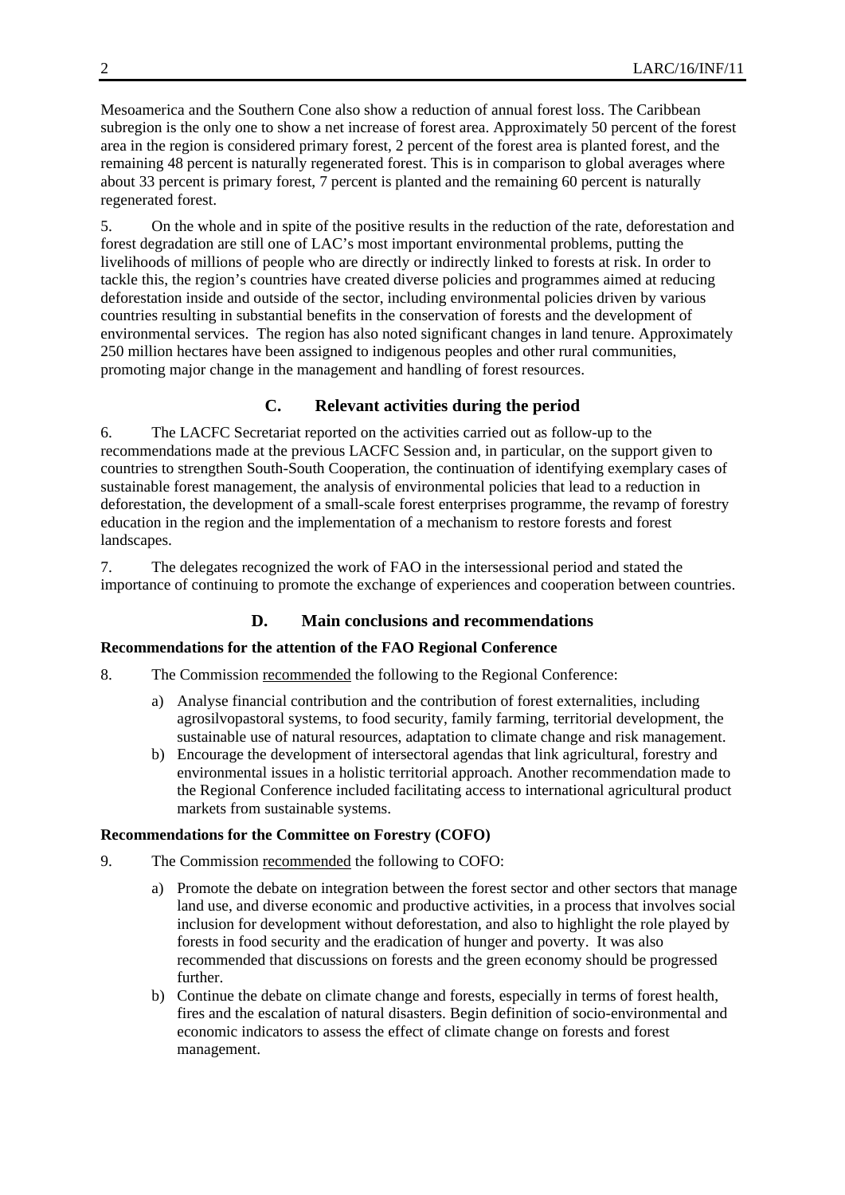Mesoamerica and the Southern Cone also show a reduction of annual forest loss. The Caribbean subregion is the only one to show a net increase of forest area. Approximately 50 percent of the forest area in the region is considered primary forest, 2 percent of the forest area is planted forest, and the remaining 48 percent is naturally regenerated forest. This is in comparison to global averages where about 33 percent is primary forest, 7 percent is planted and the remaining 60 percent is naturally regenerated forest.

5. On the whole and in spite of the positive results in the reduction of the rate, deforestation and forest degradation are still one of LAC's most important environmental problems, putting the livelihoods of millions of people who are directly or indirectly linked to forests at risk. In order to tackle this, the region's countries have created diverse policies and programmes aimed at reducing deforestation inside and outside of the sector, including environmental policies driven by various countries resulting in substantial benefits in the conservation of forests and the development of environmental services. The region has also noted significant changes in land tenure. Approximately 250 million hectares have been assigned to indigenous peoples and other rural communities, promoting major change in the management and handling of forest resources.

## C. Relevant activities during the period

6. The LACFC Secretariat reported on the activities carried out as follow-up to the recommendations made at the previous LACFC Session and, in particular, on the support given to countries to strengthen South-South Cooperation, the continuation of identifying exemplary cases of sustainable forest management, the analysis of environmental policies that lead to a reduction in deforestation, the development of a small-scale forest enterprises programme, the revamp of forestry education in the region and the implementation of a mechanism to restore forests and forest landscapes.

7. The delegates recognized the work of FAO in the intersessional period and stated the importance of continuing to promote the exchange of experiences and cooperation between countries.

## D. Main conclusions and recommendations

**Recommendations for the attention of the FAO Regional Conference**

8. The Commission recommended the following to the Regional Conference:

a) Analyse financial contribution and the contribution of forest externalities, including agrosilvopastoral systems, to food security, family farming, territorial development, the sustainable use of natural resources, adaptation to climate change and risk management.

b) Encourage the development of intersectoral agendas that link agricultural, forestry and environmental issues in a holistic territorial approach. Another recommendation made to the Regional Conference included facilitating access to international agricultural product markets from sustainable systems.

**Recommendations for the Committee on Forestry (COFO)**

9. The Commission recommended the following to COFO:

a) Promote the debate on integration between the forest sector and other sectors that manage land use, and diverse economic and productive activities, in a process that involves social inclusion for development without deforestation, and also to highlight the role played by forests in food security and the eradication of hunger and poverty. It was also recommended that discussions on forests and the green economy should be progressed further.

b) Continue the debate on climate change and forests, especially in terms of forest health, fires and the escalation of natural disasters. Begin definition of socio-environmental and economic indicators to assess the effect of climate change on forests and forest management.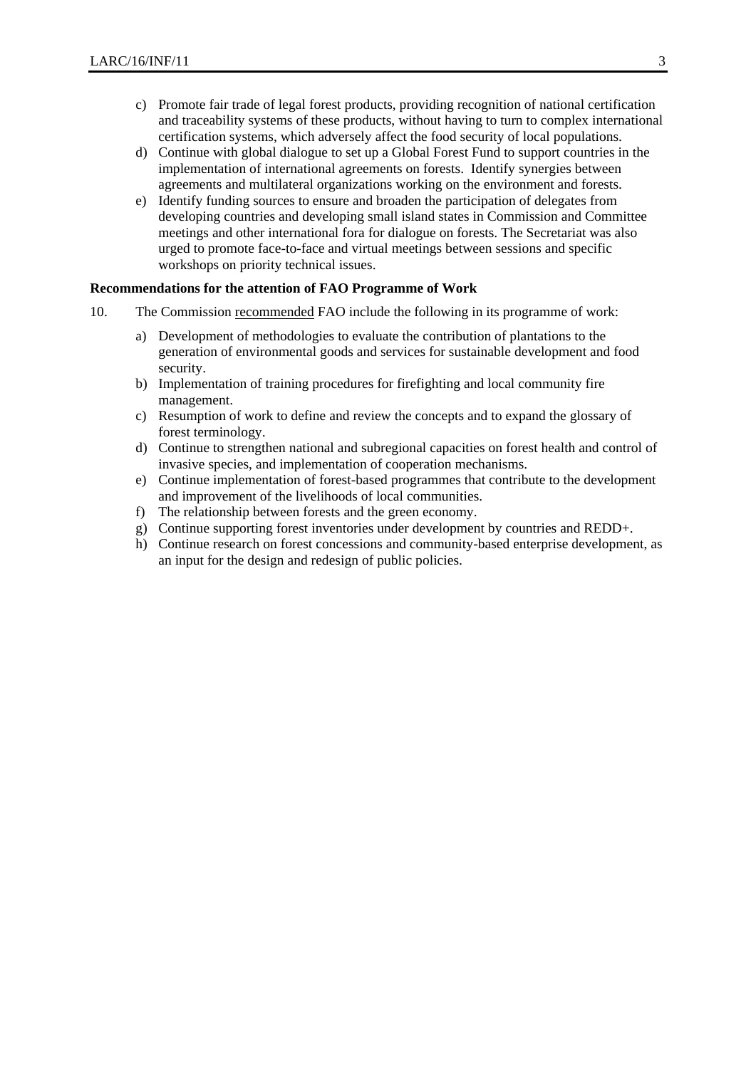c) Promote fair trade of legal forest products, providing recognition of national certification and traceability systems of these products, without having to turn to complex international certification systems, which adversely affect the food security of local populations.

d) Continue with global dialogue to set up a Global Forest Fund to support countries in the implementation of international agreements on forests. Identify synergies between agreements and multilateral organizations working on the environment and forests.

e) Identify funding sources to ensure and broaden the participation of delegates from developing countries and developing small island states in Commission and Committee meetings and other international fora for dialogue on forests. The Secretariat was also urged to promote face-to-face and virtual meetings between sessions and specific workshops on priority technical issues.

**Recommendations for the attention of FAO Programme of Work**

10. The Commission recommended FAO include the following in its programme of work:

a) Development of methodologies to evaluate the contribution of plantations to the generation of environmental goods and services for sustainable development and food security.

b) Implementation of training procedures for firefighting and local community fire management.

c) Resumption of work to define and review the concepts and to expand the glossary of forest terminology.

d) Continue to strengthen national and subregional capacities on forest health and control of invasive species, and implementation of cooperation mechanisms.

e) Continue implementation of forest-based programmes that contribute to the development and improvement of the livelihoods of local communities.

f) The relationship between forests and the green economy.

g) Continue supporting forest inventories under development by countries and REDD+.

h) Continue research on forest concessions and community-based enterprise development, as an input for the design and redesign of public policies.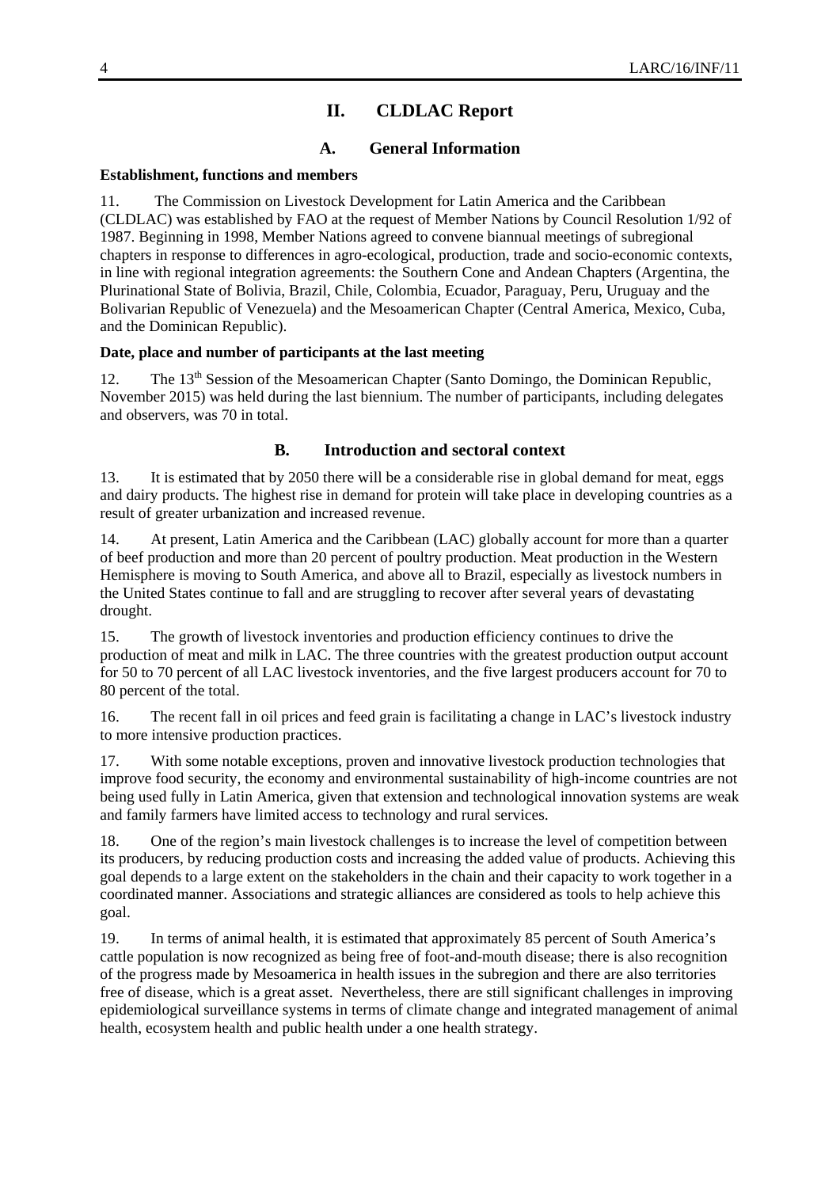# II. CLDLAC Report

## A. General Information

**Establishment, functions and members**

11. The Commission on Livestock Development for Latin America and the Caribbean (CLDLAC) was established by FAO at the request of Member Nations by Council Resolution 1/92 of 1987. Beginning in 1998, Member Nations agreed to convene biannual meetings of subregional chapters in response to differences in agro-ecological, production, trade and socio-economic contexts, in line with regional integration agreements: the Southern Cone and Andean Chapters (Argentina, the Plurinational State of Bolivia, Brazil, Chile, Colombia, Ecuador, Paraguay, Peru, Uruguay and the Bolivarian Republic of Venezuela) and the Mesoamerican Chapter (Central America, Mexico, Cuba, and the Dominican Republic).

**Date, place and number of participants at the last meeting**

12. The 13th Session of the Mesoamerican Chapter (Santo Domingo, the Dominican Republic, November 2015) was held during the last biennium. The number of participants, including delegates and observers, was 70 in total.

## B. Introduction and sectoral context

13. It is estimated that by 2050 there will be a considerable rise in global demand for meat, eggs and dairy products. The highest rise in demand for protein will take place in developing countries as a result of greater urbanization and increased revenue.

14. At present, Latin America and the Caribbean (LAC) globally account for more than a quarter of beef production and more than 20 percent of poultry production. Meat production in the Western Hemisphere is moving to South America, and above all to Brazil, especially as livestock numbers in the United States continue to fall and are struggling to recover after several years of devastating drought.

15. The growth of livestock inventories and production efficiency continues to drive the production of meat and milk in LAC. The three countries with the greatest production output account for 50 to 70 percent of all LAC livestock inventories, and the five largest producers account for 70 to 80 percent of the total.

16. The recent fall in oil prices and feed grain is facilitating a change in LAC's livestock industry to more intensive production practices.

17. With some notable exceptions, proven and innovative livestock production technologies that improve food security, the economy and environmental sustainability of high-income countries are not being used fully in Latin America, given that extension and technological innovation systems are weak and family farmers have limited access to technology and rural services.

18. One of the region's main livestock challenges is to increase the level of competition between its producers, by reducing production costs and increasing the added value of products. Achieving this goal depends to a large extent on the stakeholders in the chain and their capacity to work together in a coordinated manner. Associations and strategic alliances are considered as tools to help achieve this goal.

19. In terms of animal health, it is estimated that approximately 85 percent of South America's cattle population is now recognized as being free of foot-and-mouth disease; there is also recognition of the progress made by Mesoamerica in health issues in the subregion and there are also territories free of disease, which is a great asset. Nevertheless, there are still significant challenges in improving epidemiological surveillance systems in terms of climate change and integrated management of animal health, ecosystem health and public health under a one health strategy.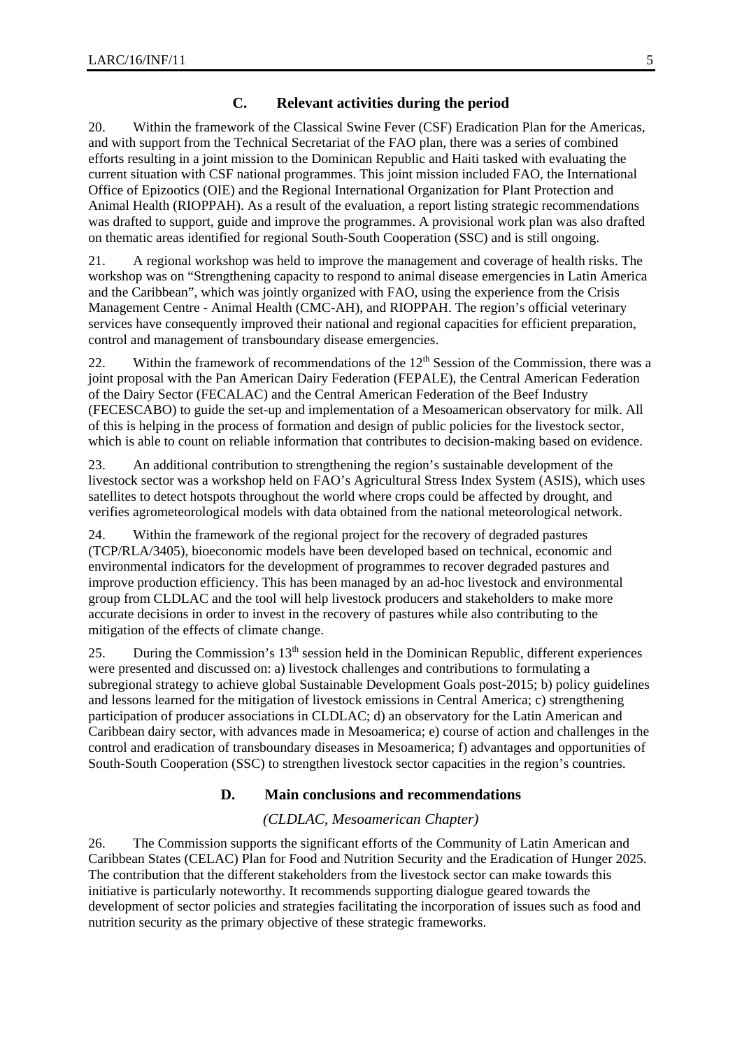## C. Relevant activities during the period

20. Within the framework of the Classical Swine Fever (CSF) Eradication Plan for the Americas, and with support from the Technical Secretariat of the FAO plan, there was a series of combined efforts resulting in a joint mission to the Dominican Republic and Haiti tasked with evaluating the current situation with CSF national programmes. This joint mission included FAO, the International Office of Epizootics (OIE) and the Regional International Organization for Plant Protection and Animal Health (RIOPPAH). As a result of the evaluation, a report listing strategic recommendations was drafted to support, guide and improve the programmes. A provisional work plan was also drafted on thematic areas identified for regional South-South Cooperation (SSC) and is still ongoing.

21. A regional workshop was held to improve the management and coverage of health risks. The workshop was on "Strengthening capacity to respond to animal disease emergencies in Latin America and the Caribbean", which was jointly organized with FAO, using the experience from the Crisis Management Centre - Animal Health (CMC-AH), and RIOPPAH. The region's official veterinary services have consequently improved their national and regional capacities for efficient preparation, control and management of transboundary disease emergencies.

22. Within the framework of recommendations of the 12th Session of the Commission, there was a joint proposal with the Pan American Dairy Federation (FEPALE), the Central American Federation of the Dairy Sector (FECALAC) and the Central American Federation of the Beef Industry (FECESCABO) to guide the set-up and implementation of a Mesoamerican observatory for milk. All of this is helping in the process of formation and design of public policies for the livestock sector, which is able to count on reliable information that contributes to decision-making based on evidence.

23. An additional contribution to strengthening the region's sustainable development of the livestock sector was a workshop held on FAO's Agricultural Stress Index System (ASIS), which uses satellites to detect hotspots throughout the world where crops could be affected by drought, and verifies agrometeorological models with data obtained from the national meteorological network.

24. Within the framework of the regional project for the recovery of degraded pastures (TCP/RLA/3405), bioeconomic models have been developed based on technical, economic and environmental indicators for the development of programmes to recover degraded pastures and improve production efficiency. This has been managed by an ad-hoc livestock and environmental group from CLDLAC and the tool will help livestock producers and stakeholders to make more accurate decisions in order to invest in the recovery of pastures while also contributing to the mitigation of the effects of climate change.

25. During the Commission's 13th session held in the Dominican Republic, different experiences were presented and discussed on: a) livestock challenges and contributions to formulating a subregional strategy to achieve global Sustainable Development Goals post-2015; b) policy guidelines and lessons learned for the mitigation of livestock emissions in Central America; c) strengthening participation of producer associations in CLDLAC; d) an observatory for the Latin American and Caribbean dairy sector, with advances made in Mesoamerica; e) course of action and challenges in the control and eradication of transboundary diseases in Mesoamerica; f) advantages and opportunities of South-South Cooperation (SSC) to strengthen livestock sector capacities in the region's countries.

## D. Main conclusions and recommendations

*(CLDLAC, Mesoamerican Chapter)*

26. The Commission supports the significant efforts of the Community of Latin American and Caribbean States (CELAC) Plan for Food and Nutrition Security and the Eradication of Hunger 2025. The contribution that the different stakeholders from the livestock sector can make towards this initiative is particularly noteworthy. It recommends supporting dialogue geared towards the development of sector policies and strategies facilitating the incorporation of issues such as food and nutrition security as the primary objective of these strategic frameworks.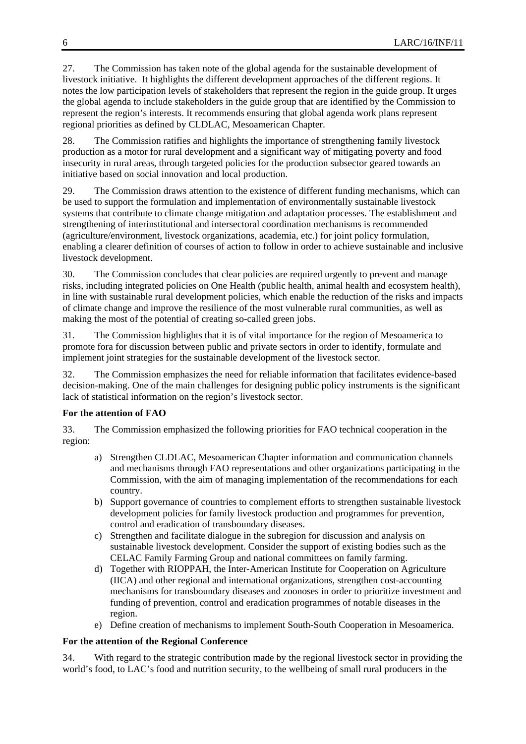27. The Commission has taken note of the global agenda for the sustainable development of livestock initiative. It highlights the different development approaches of the different regions. It notes the low participation levels of stakeholders that represent the region in the guide group. It urges the global agenda to include stakeholders in the guide group that are identified by the Commission to represent the region's interests. It recommends ensuring that global agenda work plans represent regional priorities as defined by CLDLAC, Mesoamerican Chapter.

28. The Commission ratifies and highlights the importance of strengthening family livestock production as a motor for rural development and a significant way of mitigating poverty and food insecurity in rural areas, through targeted policies for the production subsector geared towards an initiative based on social innovation and local production.

29. The Commission draws attention to the existence of different funding mechanisms, which can be used to support the formulation and implementation of environmentally sustainable livestock systems that contribute to climate change mitigation and adaptation processes. The establishment and strengthening of interinstitutional and intersectoral coordination mechanisms is recommended (agriculture/environment, livestock organizations, academia, etc.) for joint policy formulation, enabling a clearer definition of courses of action to follow in order to achieve sustainable and inclusive livestock development.

30. The Commission concludes that clear policies are required urgently to prevent and manage risks, including integrated policies on One Health (public health, animal health and ecosystem health), in line with sustainable rural development policies, which enable the reduction of the risks and impacts of climate change and improve the resilience of the most vulnerable rural communities, as well as making the most of the potential of creating so-called green jobs.

31. The Commission highlights that it is of vital importance for the region of Mesoamerica to promote fora for discussion between public and private sectors in order to identify, formulate and implement joint strategies for the sustainable development of the livestock sector.

32. The Commission emphasizes the need for reliable information that facilitates evidence-based decision-making. One of the main challenges for designing public policy instruments is the significant lack of statistical information on the region's livestock sector.

**For the attention of FAO**

33. The Commission emphasized the following priorities for FAO technical cooperation in the region:

a) Strengthen CLDLAC, Mesoamerican Chapter information and communication channels and mechanisms through FAO representations and other organizations participating in the Commission, with the aim of managing implementation of the recommendations for each country.
b) Support governance of countries to complement efforts to strengthen sustainable livestock development policies for family livestock production and programmes for prevention, control and eradication of transboundary diseases.
c) Strengthen and facilitate dialogue in the subregion for discussion and analysis on sustainable livestock development. Consider the support of existing bodies such as the CELAC Family Farming Group and national committees on family farming.
d) Together with RIOPPAH, the Inter-American Institute for Cooperation on Agriculture (IICA) and other regional and international organizations, strengthen cost-accounting mechanisms for transboundary diseases and zoonoses in order to prioritize investment and funding of prevention, control and eradication programmes of notable diseases in the region.
e) Define creation of mechanisms to implement South-South Cooperation in Mesoamerica.

**For the attention of the Regional Conference**

34. With regard to the strategic contribution made by the regional livestock sector in providing the world's food, to LAC's food and nutrition security, to the wellbeing of small rural producers in the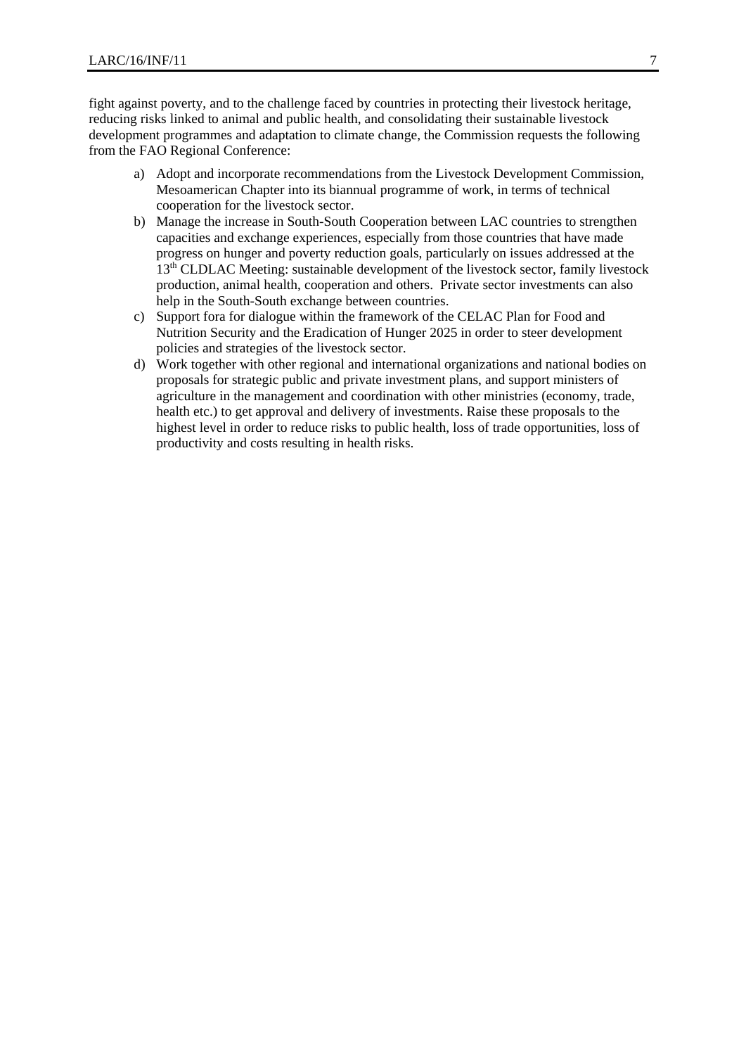fight against poverty, and to the challenge faced by countries in protecting their livestock heritage, reducing risks linked to animal and public health, and consolidating their sustainable livestock development programmes and adaptation to climate change, the Commission requests the following from the FAO Regional Conference:

a) Adopt and incorporate recommendations from the Livestock Development Commission, Mesoamerican Chapter into its biannual programme of work, in terms of technical cooperation for the livestock sector.
b) Manage the increase in South-South Cooperation between LAC countries to strengthen capacities and exchange experiences, especially from those countries that have made progress on hunger and poverty reduction goals, particularly on issues addressed at the 13th CLDLAC Meeting: sustainable development of the livestock sector, family livestock production, animal health, cooperation and others. Private sector investments can also help in the South-South exchange between countries.
c) Support fora for dialogue within the framework of the CELAC Plan for Food and Nutrition Security and the Eradication of Hunger 2025 in order to steer development policies and strategies of the livestock sector.
d) Work together with other regional and international organizations and national bodies on proposals for strategic public and private investment plans, and support ministers of agriculture in the management and coordination with other ministries (economy, trade, health etc.) to get approval and delivery of investments. Raise these proposals to the highest level in order to reduce risks to public health, loss of trade opportunities, loss of productivity and costs resulting in health risks.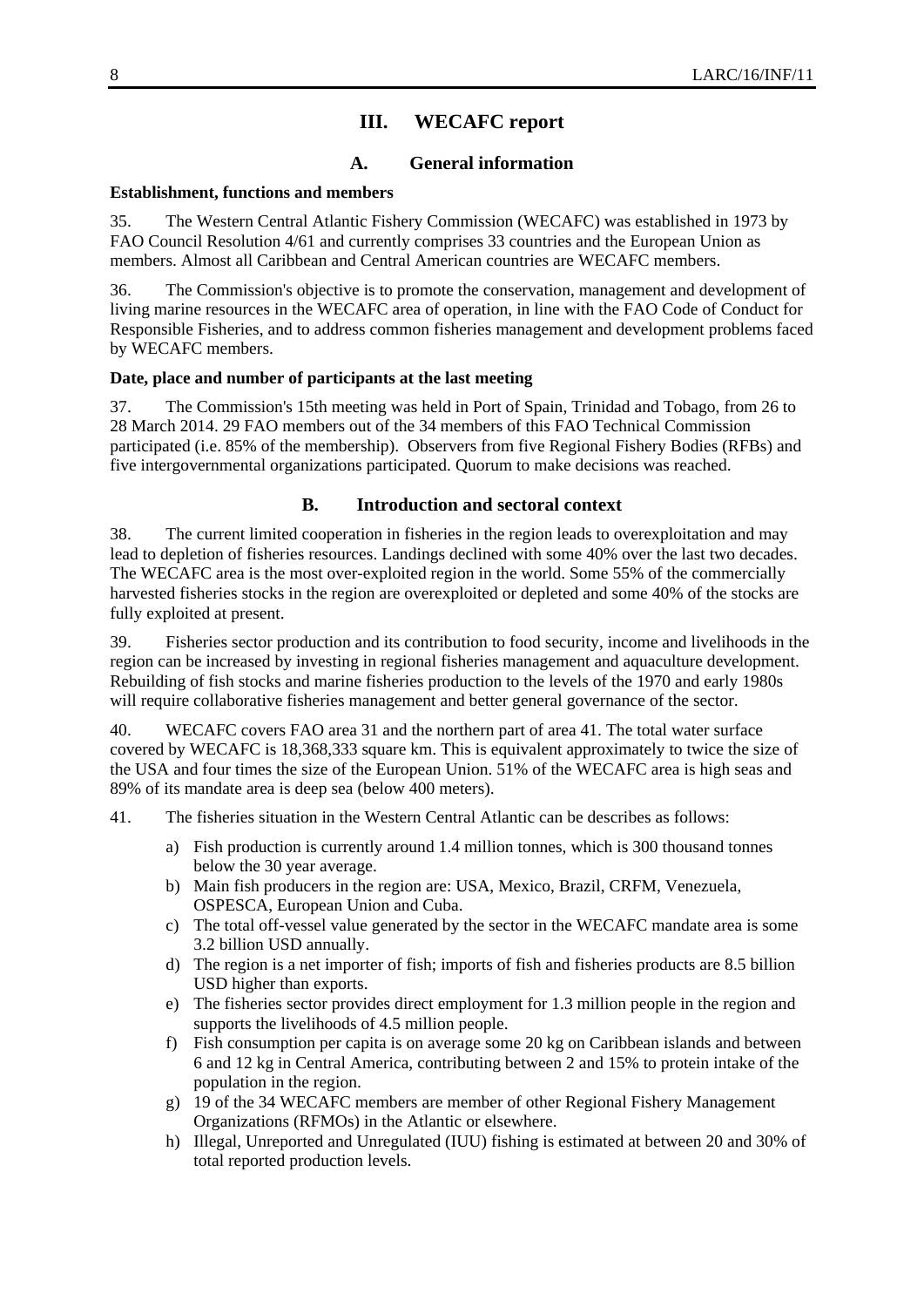# III. WECAFC report

## A. General information

**Establishment, functions and members**

35. The Western Central Atlantic Fishery Commission (WECAFC) was established in 1973 by FAO Council Resolution 4/61 and currently comprises 33 countries and the European Union as members. Almost all Caribbean and Central American countries are WECAFC members.

36. The Commission's objective is to promote the conservation, management and development of living marine resources in the WECAFC area of operation, in line with the FAO Code of Conduct for Responsible Fisheries, and to address common fisheries management and development problems faced by WECAFC members.

**Date, place and number of participants at the last meeting**

37. The Commission's 15th meeting was held in Port of Spain, Trinidad and Tobago, from 26 to 28 March 2014. 29 FAO members out of the 34 members of this FAO Technical Commission participated (i.e. 85% of the membership). Observers from five Regional Fishery Bodies (RFBs) and five intergovernmental organizations participated. Quorum to make decisions was reached.

## B. Introduction and sectoral context

38. The current limited cooperation in fisheries in the region leads to overexploitation and may lead to depletion of fisheries resources. Landings declined with some 40% over the last two decades. The WECAFC area is the most over-exploited region in the world. Some 55% of the commercially harvested fisheries stocks in the region are overexploited or depleted and some 40% of the stocks are fully exploited at present.

39. Fisheries sector production and its contribution to food security, income and livelihoods in the region can be increased by investing in regional fisheries management and aquaculture development. Rebuilding of fish stocks and marine fisheries production to the levels of the 1970 and early 1980s will require collaborative fisheries management and better general governance of the sector.

40. WECAFC covers FAO area 31 and the northern part of area 41. The total water surface covered by WECAFC is 18,368,333 square km. This is equivalent approximately to twice the size of the USA and four times the size of the European Union. 51% of the WECAFC area is high seas and 89% of its mandate area is deep sea (below 400 meters).

41. The fisheries situation in the Western Central Atlantic can be describes as follows:

a) Fish production is currently around 1.4 million tonnes, which is 300 thousand tonnes below the 30 year average.
b) Main fish producers in the region are: USA, Mexico, Brazil, CRFM, Venezuela, OSPESCA, European Union and Cuba.
c) The total off-vessel value generated by the sector in the WECAFC mandate area is some 3.2 billion USD annually.
d) The region is a net importer of fish; imports of fish and fisheries products are 8.5 billion USD higher than exports.
e) The fisheries sector provides direct employment for 1.3 million people in the region and supports the livelihoods of 4.5 million people.
f) Fish consumption per capita is on average some 20 kg on Caribbean islands and between 6 and 12 kg in Central America, contributing between 2 and 15% to protein intake of the population in the region.
g) 19 of the 34 WECAFC members are member of other Regional Fishery Management Organizations (RFMOs) in the Atlantic or elsewhere.
h) Illegal, Unreported and Unregulated (IUU) fishing is estimated at between 20 and 30% of total reported production levels.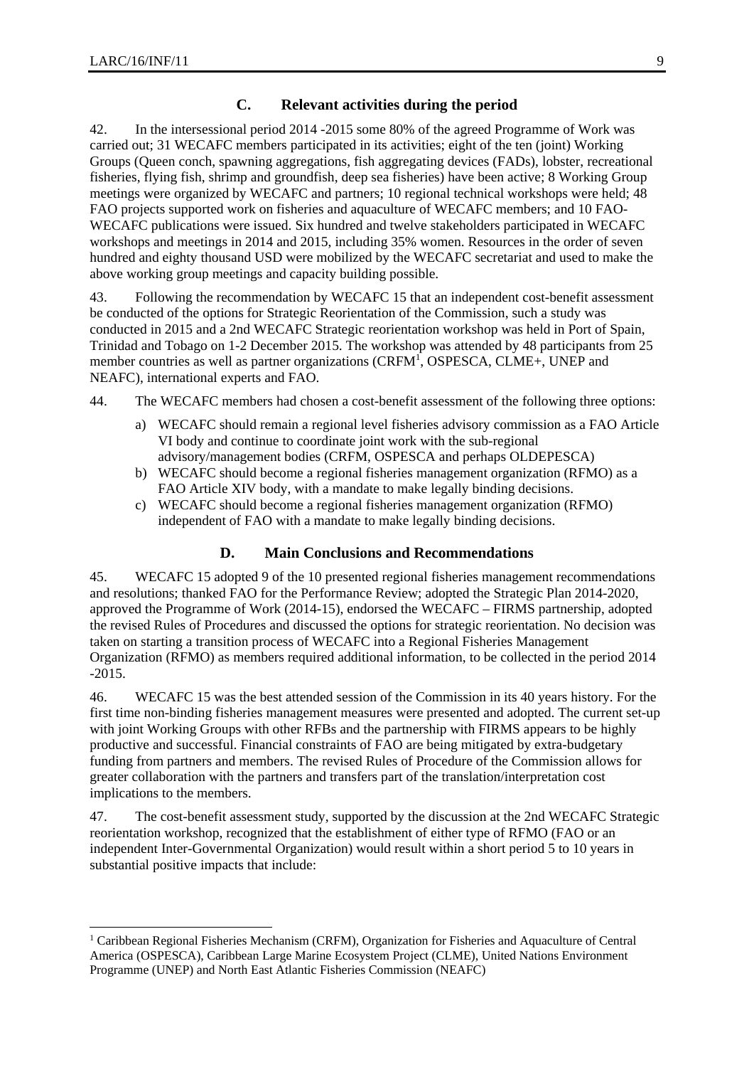## C. Relevant activities during the period

42. In the intersessional period 2014 -2015 some 80% of the agreed Programme of Work was carried out; 31 WECAFC members participated in its activities; eight of the ten (joint) Working Groups (Queen conch, spawning aggregations, fish aggregating devices (FADs), lobster, recreational fisheries, flying fish, shrimp and groundfish, deep sea fisheries) have been active; 8 Working Group meetings were organized by WECAFC and partners; 10 regional technical workshops were held; 48 FAO projects supported work on fisheries and aquaculture of WECAFC members; and 10 FAO-WECAFC publications were issued. Six hundred and twelve stakeholders participated in WECAFC workshops and meetings in 2014 and 2015, including 35% women. Resources in the order of seven hundred and eighty thousand USD were mobilized by the WECAFC secretariat and used to make the above working group meetings and capacity building possible.

43. Following the recommendation by WECAFC 15 that an independent cost-benefit assessment be conducted of the options for Strategic Reorientation of the Commission, such a study was conducted in 2015 and a 2nd WECAFC Strategic reorientation workshop was held in Port of Spain, Trinidad and Tobago on 1-2 December 2015. The workshop was attended by 48 participants from 25 member countries as well as partner organizations (CRFM[1], OSPESCA, CLME+, UNEP and NEAFC), international experts and FAO.

44. The WECAFC members had chosen a cost-benefit assessment of the following three options:

a) WECAFC should remain a regional level fisheries advisory commission as a FAO Article VI body and continue to coordinate joint work with the sub-regional advisory/management bodies (CRFM, OSPESCA and perhaps OLDEPESCA)
b) WECAFC should become a regional fisheries management organization (RFMO) as a FAO Article XIV body, with a mandate to make legally binding decisions.
c) WECAFC should become a regional fisheries management organization (RFMO) independent of FAO with a mandate to make legally binding decisions.

## D. Main Conclusions and Recommendations

45. WECAFC 15 adopted 9 of the 10 presented regional fisheries management recommendations and resolutions; thanked FAO for the Performance Review; adopted the Strategic Plan 2014-2020, approved the Programme of Work (2014-15), endorsed the WECAFC – FIRMS partnership, adopted the revised Rules of Procedures and discussed the options for strategic reorientation. No decision was taken on starting a transition process of WECAFC into a Regional Fisheries Management Organization (RFMO) as members required additional information, to be collected in the period 2014 -2015.

46. WECAFC 15 was the best attended session of the Commission in its 40 years history. For the first time non-binding fisheries management measures were presented and adopted. The current set-up with joint Working Groups with other RFBs and the partnership with FIRMS appears to be highly productive and successful. Financial constraints of FAO are being mitigated by extra-budgetary funding from partners and members. The revised Rules of Procedure of the Commission allows for greater collaboration with the partners and transfers part of the translation/interpretation cost implications to the members.

47. The cost-benefit assessment study, supported by the discussion at the 2nd WECAFC Strategic reorientation workshop, recognized that the establishment of either type of RFMO (FAO or an independent Inter-Governmental Organization) would result within a short period 5 to 10 years in substantial positive impacts that include:

---

[1] Caribbean Regional Fisheries Mechanism (CRFM), Organization for Fisheries and Aquaculture of Central America (OSPESCA), Caribbean Large Marine Ecosystem Project (CLME), United Nations Environment Programme (UNEP) and North East Atlantic Fisheries Commission (NEAFC)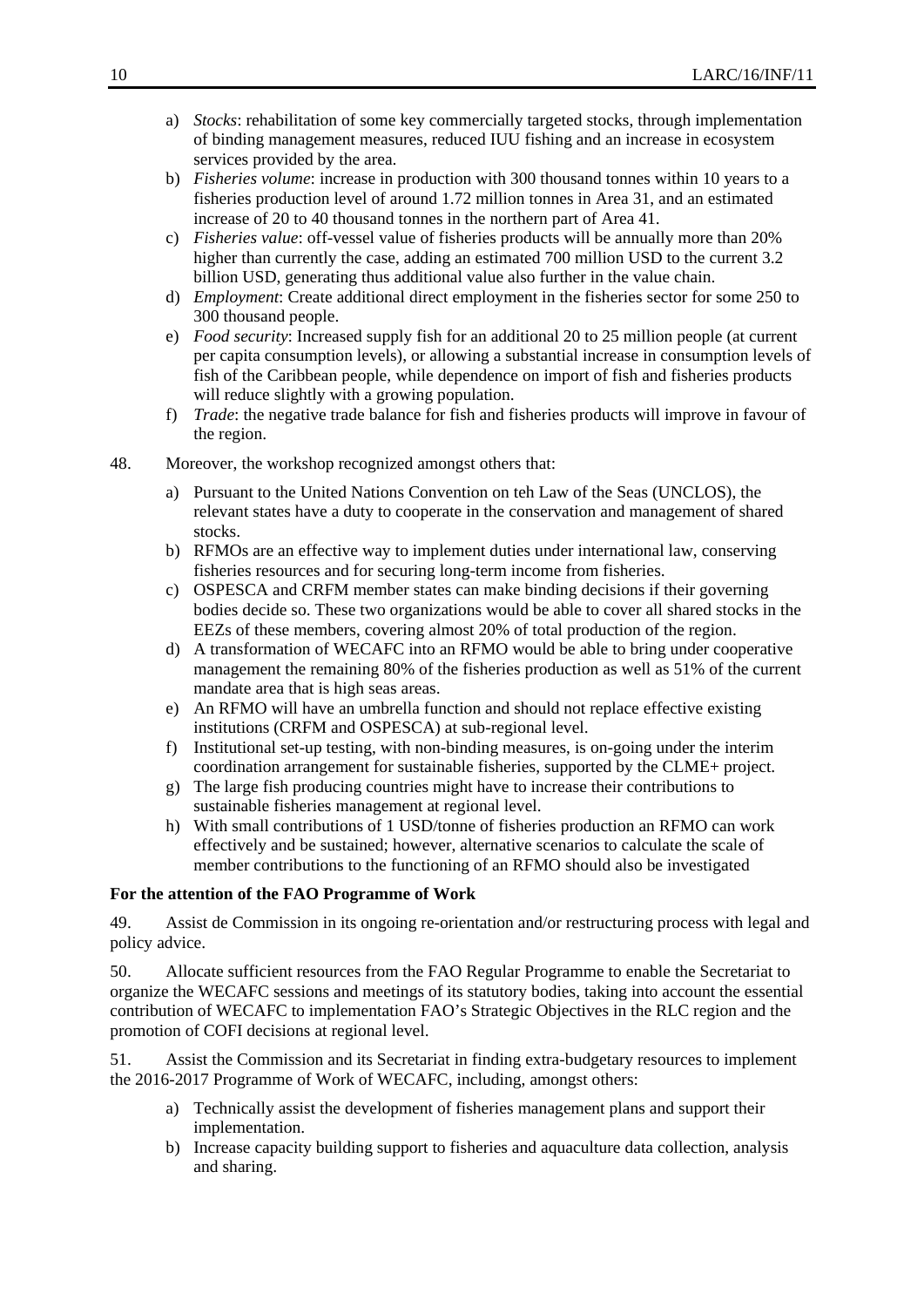a) *Stocks*: rehabilitation of some key commercially targeted stocks, through implementation of binding management measures, reduced IUU fishing and an increase in ecosystem services provided by the area.
b) *Fisheries volume*: increase in production with 300 thousand tonnes within 10 years to a fisheries production level of around 1.72 million tonnes in Area 31, and an estimated increase of 20 to 40 thousand tonnes in the northern part of Area 41.
c) *Fisheries value*: off-vessel value of fisheries products will be annually more than 20% higher than currently the case, adding an estimated 700 million USD to the current 3.2 billion USD, generating thus additional value also further in the value chain.
d) *Employment*: Create additional direct employment in the fisheries sector for some 250 to 300 thousand people.
e) *Food security*: Increased supply fish for an additional 20 to 25 million people (at current per capita consumption levels), or allowing a substantial increase in consumption levels of fish of the Caribbean people, while dependence on import of fish and fisheries products will reduce slightly with a growing population.
f) *Trade*: the negative trade balance for fish and fisheries products will improve in favour of the region.

48. Moreover, the workshop recognized amongst others that:

a) Pursuant to the United Nations Convention on teh Law of the Seas (UNCLOS), the relevant states have a duty to cooperate in the conservation and management of shared stocks.
b) RFMOs are an effective way to implement duties under international law, conserving fisheries resources and for securing long-term income from fisheries.
c) OSPESCA and CRFM member states can make binding decisions if their governing bodies decide so. These two organizations would be able to cover all shared stocks in the EEZs of these members, covering almost 20% of total production of the region.
d) A transformation of WECAFC into an RFMO would be able to bring under cooperative management the remaining 80% of the fisheries production as well as 51% of the current mandate area that is high seas areas.
e) An RFMO will have an umbrella function and should not replace effective existing institutions (CRFM and OSPESCA) at sub-regional level.
f) Institutional set-up testing, with non-binding measures, is on-going under the interim coordination arrangement for sustainable fisheries, supported by the CLME+ project.
g) The large fish producing countries might have to increase their contributions to sustainable fisheries management at regional level.
h) With small contributions of 1 USD/tonne of fisheries production an RFMO can work effectively and be sustained; however, alternative scenarios to calculate the scale of member contributions to the functioning of an RFMO should also be investigated

**For the attention of the FAO Programme of Work**

49. Assist de Commission in its ongoing re-orientation and/or restructuring process with legal and policy advice.

50. Allocate sufficient resources from the FAO Regular Programme to enable the Secretariat to organize the WECAFC sessions and meetings of its statutory bodies, taking into account the essential contribution of WECAFC to implementation FAO's Strategic Objectives in the RLC region and the promotion of COFI decisions at regional level.

51. Assist the Commission and its Secretariat in finding extra-budgetary resources to implement the 2016-2017 Programme of Work of WECAFC, including, amongst others:

a) Technically assist the development of fisheries management plans and support their implementation.
b) Increase capacity building support to fisheries and aquaculture data collection, analysis and sharing.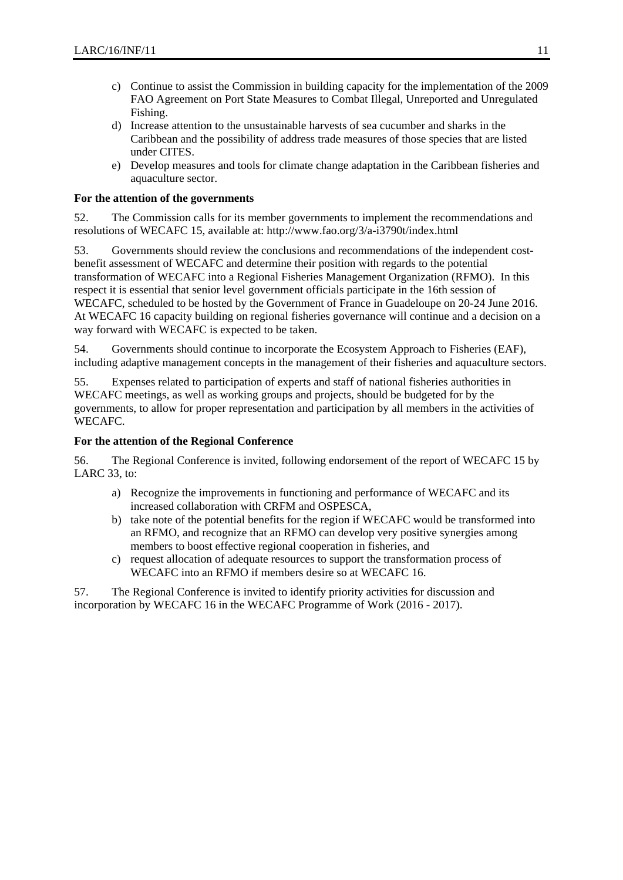c) Continue to assist the Commission in building capacity for the implementation of the 2009 FAO Agreement on Port State Measures to Combat Illegal, Unreported and Unregulated Fishing.
d) Increase attention to the unsustainable harvests of sea cucumber and sharks in the Caribbean and the possibility of address trade measures of those species that are listed under CITES.
e) Develop measures and tools for climate change adaptation in the Caribbean fisheries and aquaculture sector.

**For the attention of the governments**

52. The Commission calls for its member governments to implement the recommendations and resolutions of WECAFC 15, available at: http://www.fao.org/3/a-i3790t/index.html

53. Governments should review the conclusions and recommendations of the independent cost-benefit assessment of WECAFC and determine their position with regards to the potential transformation of WECAFC into a Regional Fisheries Management Organization (RFMO). In this respect it is essential that senior level government officials participate in the 16th session of WECAFC, scheduled to be hosted by the Government of France in Guadeloupe on 20-24 June 2016. At WECAFC 16 capacity building on regional fisheries governance will continue and a decision on a way forward with WECAFC is expected to be taken.

54. Governments should continue to incorporate the Ecosystem Approach to Fisheries (EAF), including adaptive management concepts in the management of their fisheries and aquaculture sectors.

55. Expenses related to participation of experts and staff of national fisheries authorities in WECAFC meetings, as well as working groups and projects, should be budgeted for by the governments, to allow for proper representation and participation by all members in the activities of WECAFC.

**For the attention of the Regional Conference**

56. The Regional Conference is invited, following endorsement of the report of WECAFC 15 by LARC 33, to:

a) Recognize the improvements in functioning and performance of WECAFC and its increased collaboration with CRFM and OSPESCA,
b) take note of the potential benefits for the region if WECAFC would be transformed into an RFMO, and recognize that an RFMO can develop very positive synergies among members to boost effective regional cooperation in fisheries, and
c) request allocation of adequate resources to support the transformation process of WECAFC into an RFMO if members desire so at WECAFC 16.

57. The Regional Conference is invited to identify priority activities for discussion and incorporation by WECAFC 16 in the WECAFC Programme of Work (2016 - 2017).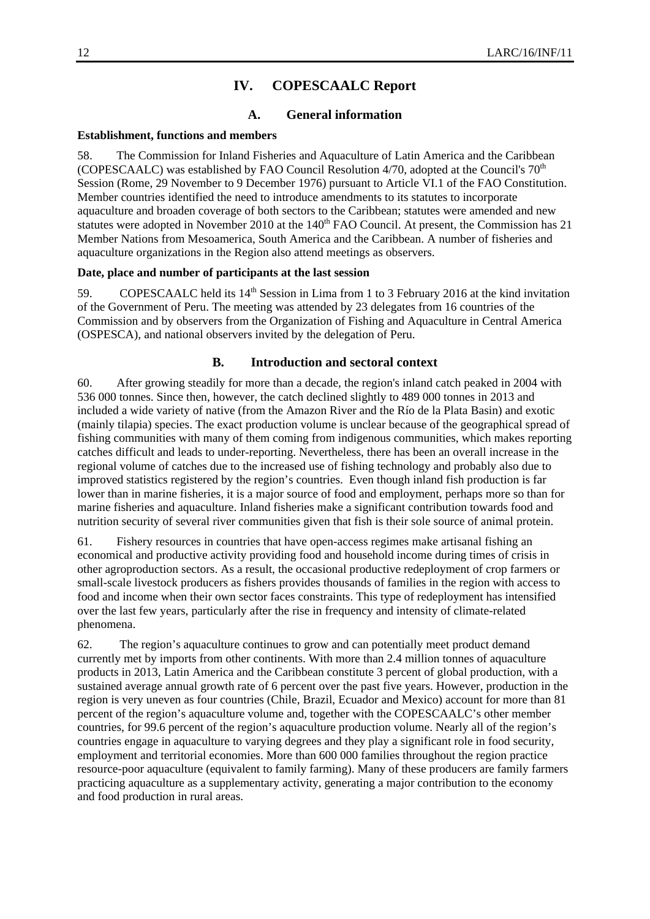# IV. COPESCAALC Report

## A. General information

**Establishment, functions and members**

58. The Commission for Inland Fisheries and Aquaculture of Latin America and the Caribbean (COPESCAALC) was established by FAO Council Resolution 4/70, adopted at the Council's 70th Session (Rome, 29 November to 9 December 1976) pursuant to Article VI.1 of the FAO Constitution. Member countries identified the need to introduce amendments to its statutes to incorporate aquaculture and broaden coverage of both sectors to the Caribbean; statutes were amended and new statutes were adopted in November 2010 at the 140th FAO Council. At present, the Commission has 21 Member Nations from Mesoamerica, South America and the Caribbean. A number of fisheries and aquaculture organizations in the Region also attend meetings as observers.

**Date, place and number of participants at the last session**

59. COPESCAALC held its 14th Session in Lima from 1 to 3 February 2016 at the kind invitation of the Government of Peru. The meeting was attended by 23 delegates from 16 countries of the Commission and by observers from the Organization of Fishing and Aquaculture in Central America (OSPESCA), and national observers invited by the delegation of Peru.

## B. Introduction and sectoral context

60. After growing steadily for more than a decade, the region's inland catch peaked in 2004 with 536 000 tonnes. Since then, however, the catch declined slightly to 489 000 tonnes in 2013 and included a wide variety of native (from the Amazon River and the Río de la Plata Basin) and exotic (mainly tilapia) species. The exact production volume is unclear because of the geographical spread of fishing communities with many of them coming from indigenous communities, which makes reporting catches difficult and leads to under-reporting. Nevertheless, there has been an overall increase in the regional volume of catches due to the increased use of fishing technology and probably also due to improved statistics registered by the region's countries. Even though inland fish production is far lower than in marine fisheries, it is a major source of food and employment, perhaps more so than for marine fisheries and aquaculture. Inland fisheries make a significant contribution towards food and nutrition security of several river communities given that fish is their sole source of animal protein.

61. Fishery resources in countries that have open-access regimes make artisanal fishing an economical and productive activity providing food and household income during times of crisis in other agroproduction sectors. As a result, the occasional productive redeployment of crop farmers or small-scale livestock producers as fishers provides thousands of families in the region with access to food and income when their own sector faces constraints. This type of redeployment has intensified over the last few years, particularly after the rise in frequency and intensity of climate-related phenomena.

62. The region's aquaculture continues to grow and can potentially meet product demand currently met by imports from other continents. With more than 2.4 million tonnes of aquaculture products in 2013, Latin America and the Caribbean constitute 3 percent of global production, with a sustained average annual growth rate of 6 percent over the past five years. However, production in the region is very uneven as four countries (Chile, Brazil, Ecuador and Mexico) account for more than 81 percent of the region's aquaculture volume and, together with the COPESCAALC's other member countries, for 99.6 percent of the region's aquaculture production volume. Nearly all of the region's countries engage in aquaculture to varying degrees and they play a significant role in food security, employment and territorial economies. More than 600 000 families throughout the region practice resource-poor aquaculture (equivalent to family farming). Many of these producers are family farmers practicing aquaculture as a supplementary activity, generating a major contribution to the economy and food production in rural areas.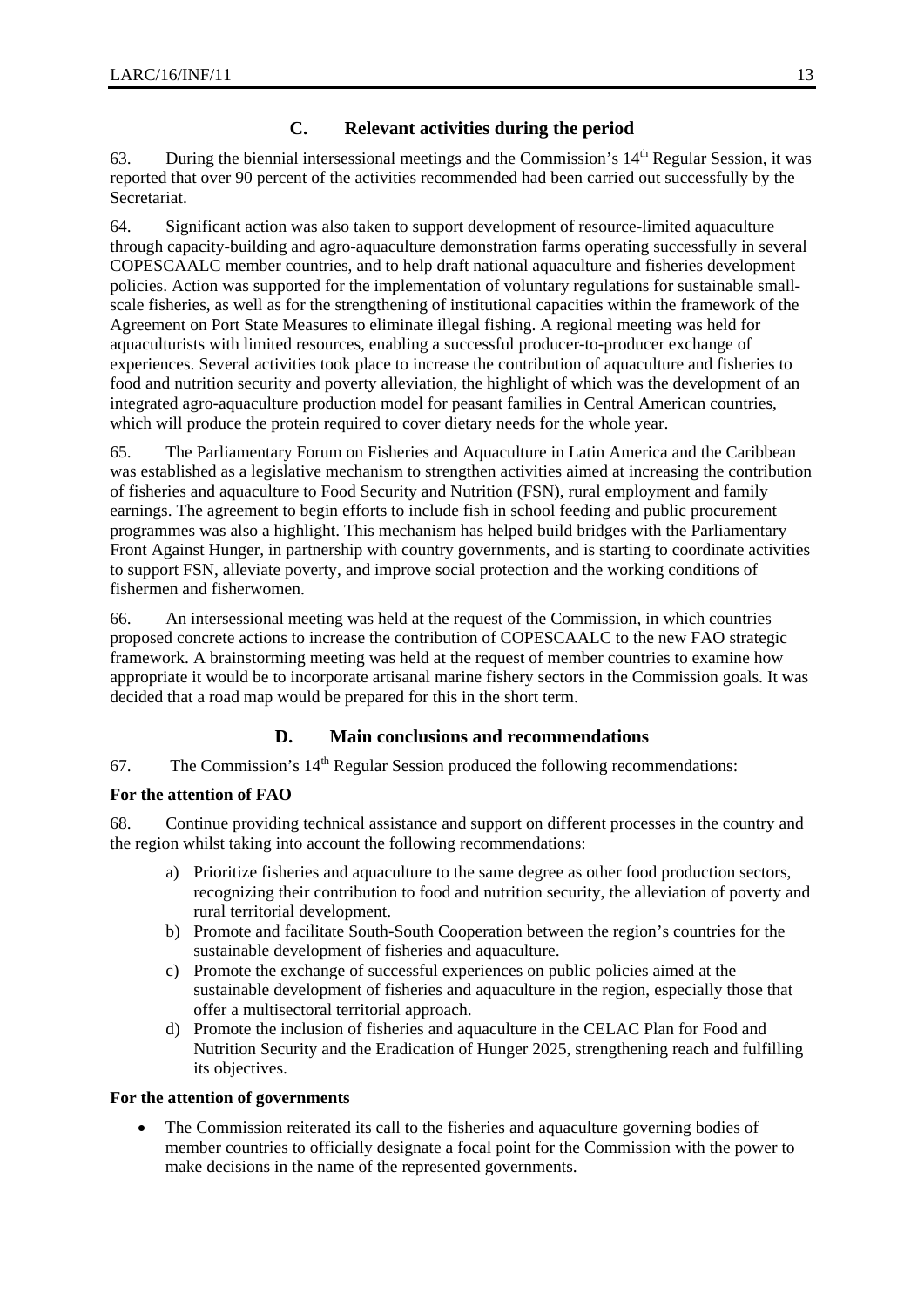## C. Relevant activities during the period

63. During the biennial intersessional meetings and the Commission's 14th Regular Session, it was reported that over 90 percent of the activities recommended had been carried out successfully by the Secretariat.

64. Significant action was also taken to support development of resource-limited aquaculture through capacity-building and agro-aquaculture demonstration farms operating successfully in several COPESCAALC member countries, and to help draft national aquaculture and fisheries development policies. Action was supported for the implementation of voluntary regulations for sustainable small-scale fisheries, as well as for the strengthening of institutional capacities within the framework of the Agreement on Port State Measures to eliminate illegal fishing. A regional meeting was held for aquaculturists with limited resources, enabling a successful producer-to-producer exchange of experiences. Several activities took place to increase the contribution of aquaculture and fisheries to food and nutrition security and poverty alleviation, the highlight of which was the development of an integrated agro-aquaculture production model for peasant families in Central American countries, which will produce the protein required to cover dietary needs for the whole year.

65. The Parliamentary Forum on Fisheries and Aquaculture in Latin America and the Caribbean was established as a legislative mechanism to strengthen activities aimed at increasing the contribution of fisheries and aquaculture to Food Security and Nutrition (FSN), rural employment and family earnings. The agreement to begin efforts to include fish in school feeding and public procurement programmes was also a highlight. This mechanism has helped build bridges with the Parliamentary Front Against Hunger, in partnership with country governments, and is starting to coordinate activities to support FSN, alleviate poverty, and improve social protection and the working conditions of fishermen and fisherwomen.

66. An intersessional meeting was held at the request of the Commission, in which countries proposed concrete actions to increase the contribution of COPESCAALC to the new FAO strategic framework. A brainstorming meeting was held at the request of member countries to examine how appropriate it would be to incorporate artisanal marine fishery sectors in the Commission goals. It was decided that a road map would be prepared for this in the short term.

## D. Main conclusions and recommendations

67. The Commission's 14th Regular Session produced the following recommendations:

**For the attention of FAO**

68. Continue providing technical assistance and support on different processes in the country and the region whilst taking into account the following recommendations:

a) Prioritize fisheries and aquaculture to the same degree as other food production sectors, recognizing their contribution to food and nutrition security, the alleviation of poverty and rural territorial development.
b) Promote and facilitate South-South Cooperation between the region's countries for the sustainable development of fisheries and aquaculture.
c) Promote the exchange of successful experiences on public policies aimed at the sustainable development of fisheries and aquaculture in the region, especially those that offer a multisectoral territorial approach.
d) Promote the inclusion of fisheries and aquaculture in the CELAC Plan for Food and Nutrition Security and the Eradication of Hunger 2025, strengthening reach and fulfilling its objectives.

**For the attention of governments**

- The Commission reiterated its call to the fisheries and aquaculture governing bodies of member countries to officially designate a focal point for the Commission with the power to make decisions in the name of the represented governments.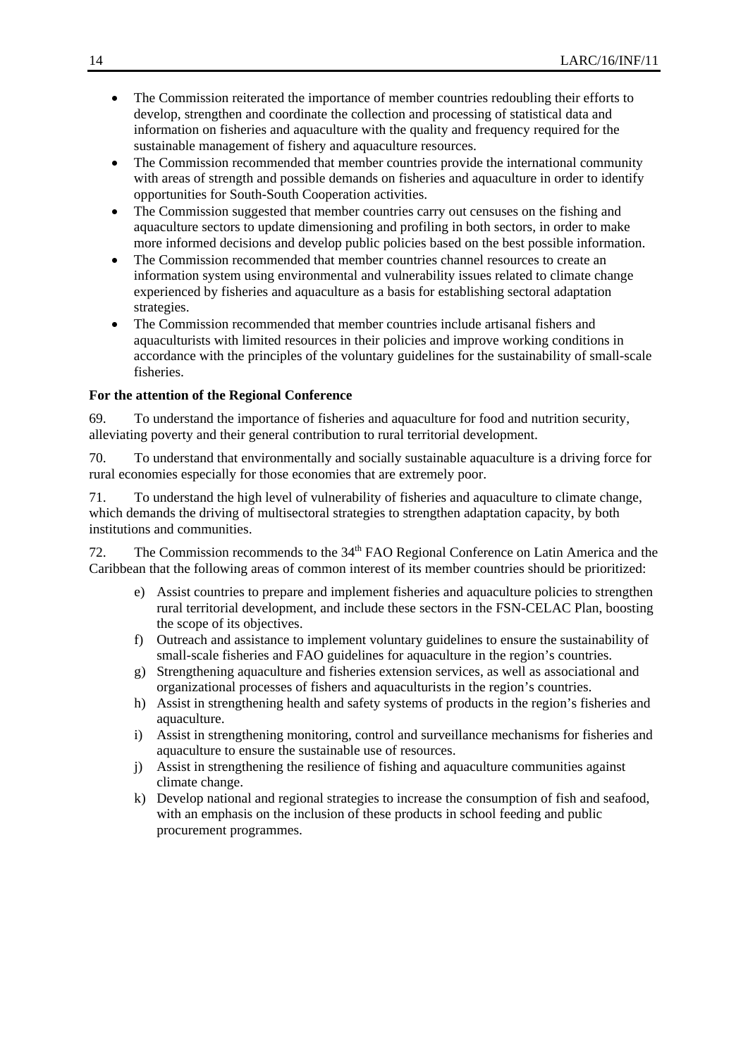- The Commission reiterated the importance of member countries redoubling their efforts to develop, strengthen and coordinate the collection and processing of statistical data and information on fisheries and aquaculture with the quality and frequency required for the sustainable management of fishery and aquaculture resources.
- The Commission recommended that member countries provide the international community with areas of strength and possible demands on fisheries and aquaculture in order to identify opportunities for South-South Cooperation activities.
- The Commission suggested that member countries carry out censuses on the fishing and aquaculture sectors to update dimensioning and profiling in both sectors, in order to make more informed decisions and develop public policies based on the best possible information.
- The Commission recommended that member countries channel resources to create an information system using environmental and vulnerability issues related to climate change experienced by fisheries and aquaculture as a basis for establishing sectoral adaptation strategies.
- The Commission recommended that member countries include artisanal fishers and aquaculturists with limited resources in their policies and improve working conditions in accordance with the principles of the voluntary guidelines for the sustainability of small-scale fisheries.

**For the attention of the Regional Conference**

69. To understand the importance of fisheries and aquaculture for food and nutrition security, alleviating poverty and their general contribution to rural territorial development.

70. To understand that environmentally and socially sustainable aquaculture is a driving force for rural economies especially for those economies that are extremely poor.

71. To understand the high level of vulnerability of fisheries and aquaculture to climate change, which demands the driving of multisectoral strategies to strengthen adaptation capacity, by both institutions and communities.

72. The Commission recommends to the 34th FAO Regional Conference on Latin America and the Caribbean that the following areas of common interest of its member countries should be prioritized:

e) Assist countries to prepare and implement fisheries and aquaculture policies to strengthen rural territorial development, and include these sectors in the FSN-CELAC Plan, boosting the scope of its objectives.

f) Outreach and assistance to implement voluntary guidelines to ensure the sustainability of small-scale fisheries and FAO guidelines for aquaculture in the region's countries.

g) Strengthening aquaculture and fisheries extension services, as well as associational and organizational processes of fishers and aquaculturists in the region's countries.

h) Assist in strengthening health and safety systems of products in the region's fisheries and aquaculture.

i) Assist in strengthening monitoring, control and surveillance mechanisms for fisheries and aquaculture to ensure the sustainable use of resources.

j) Assist in strengthening the resilience of fishing and aquaculture communities against climate change.

k) Develop national and regional strategies to increase the consumption of fish and seafood, with an emphasis on the inclusion of these products in school feeding and public procurement programmes.